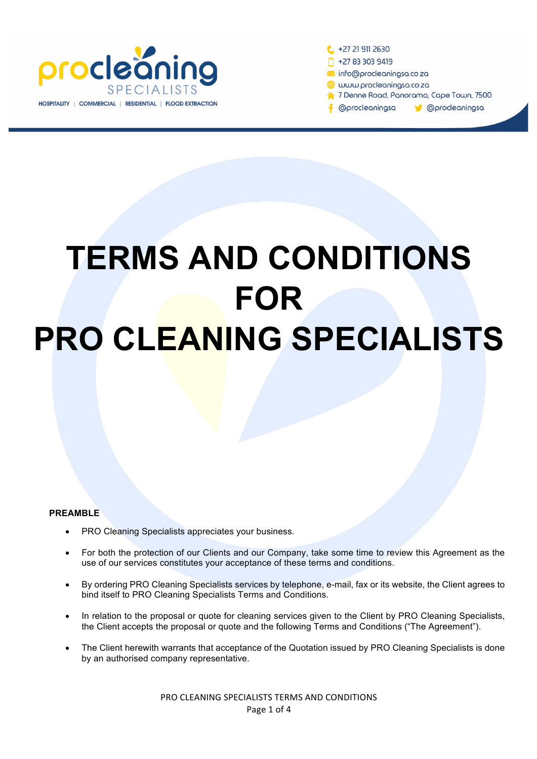procleaning SPECIALISTS

HOSPITALITY | COMMERCIAL | RESIDENTIAL | FLOOD EXTRACTION

+27 21 911 2630
+27 83 303 9419
info@procleaningsa.co.za
www.procleaningsa.co.za
7 Denne Road, Panorama, Cape Town, 7500
@procleaningsa @procleaningsa

# TERMS AND CONDITIONS FOR PRO CLEANING SPECIALISTS

**PREAMBLE**

- PRO Cleaning Specialists appreciates your business.
- For both the protection of our Clients and our Company, take some time to review this Agreement as the use of our services constitutes your acceptance of these terms and conditions.
- By ordering PRO Cleaning Specialists services by telephone, e-mail, fax or its website, the Client agrees to bind itself to PRO Cleaning Specialists Terms and Conditions.
- In relation to the proposal or quote for cleaning services given to the Client by PRO Cleaning Specialists, the Client accepts the proposal or quote and the following Terms and Conditions ("The Agreement").
- The Client herewith warrants that acceptance of the Quotation issued by PRO Cleaning Specialists is done by an authorised company representative.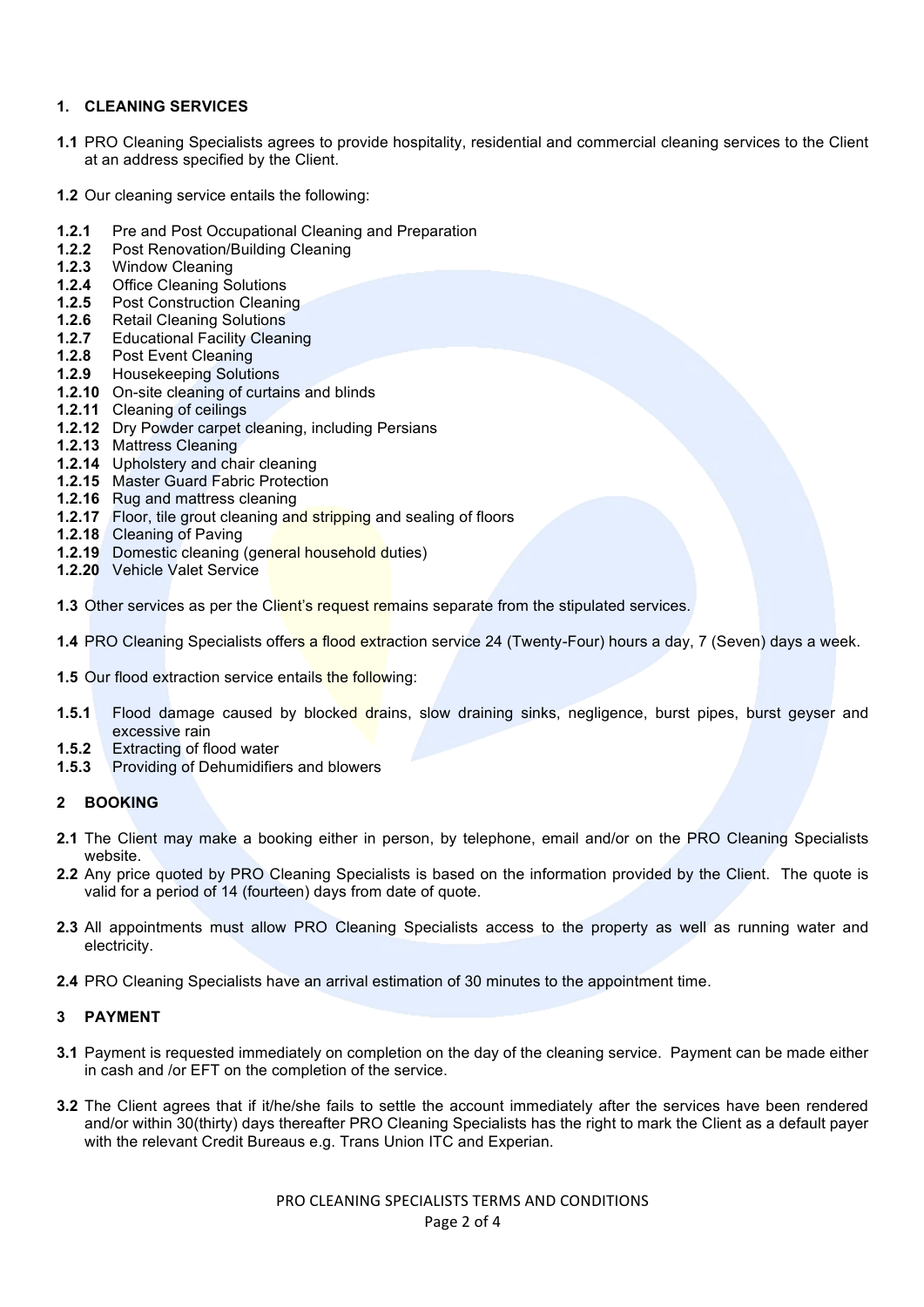## 1. CLEANING SERVICES

**1.1** PRO Cleaning Specialists agrees to provide hospitality, residential and commercial cleaning services to the Client at an address specified by the Client.

**1.2** Our cleaning service entails the following:

**1.2.1** Pre and Post Occupational Cleaning and Preparation
**1.2.2** Post Renovation/Building Cleaning
**1.2.3** Window Cleaning
**1.2.4** Office Cleaning Solutions
**1.2.5** Post Construction Cleaning
**1.2.6** Retail Cleaning Solutions
**1.2.7** Educational Facility Cleaning
**1.2.8** Post Event Cleaning
**1.2.9** Housekeeping Solutions
**1.2.10** On-site cleaning of curtains and blinds
**1.2.11** Cleaning of ceilings
**1.2.12** Dry Powder carpet cleaning, including Persians
**1.2.13** Mattress Cleaning
**1.2.14** Upholstery and chair cleaning
**1.2.15** Master Guard Fabric Protection
**1.2.16** Rug and mattress cleaning
**1.2.17** Floor, tile grout cleaning and stripping and sealing of floors
**1.2.18** Cleaning of Paving
**1.2.19** Domestic cleaning (general household duties)
**1.2.20** Vehicle Valet Service

**1.3** Other services as per the Client's request remains separate from the stipulated services.

**1.4** PRO Cleaning Specialists offers a flood extraction service 24 (Twenty-Four) hours a day, 7 (Seven) days a week.

**1.5** Our flood extraction service entails the following:

**1.5.1** Flood damage caused by blocked drains, slow draining sinks, negligence, burst pipes, burst geyser and excessive rain
**1.5.2** Extracting of flood water
**1.5.3** Providing of Dehumidifiers and blowers

## 2 BOOKING

**2.1** The Client may make a booking either in person, by telephone, email and/or on the PRO Cleaning Specialists website.

**2.2** Any price quoted by PRO Cleaning Specialists is based on the information provided by the Client. The quote is valid for a period of 14 (fourteen) days from date of quote.

**2.3** All appointments must allow PRO Cleaning Specialists access to the property as well as running water and electricity.

**2.4** PRO Cleaning Specialists have an arrival estimation of 30 minutes to the appointment time.

## 3 PAYMENT

**3.1** Payment is requested immediately on completion on the day of the cleaning service. Payment can be made either in cash and /or EFT on the completion of the service.

**3.2** The Client agrees that if it/he/she fails to settle the account immediately after the services have been rendered and/or within 30(thirty) days thereafter PRO Cleaning Specialists has the right to mark the Client as a default payer with the relevant Credit Bureaus e.g. Trans Union ITC and Experian.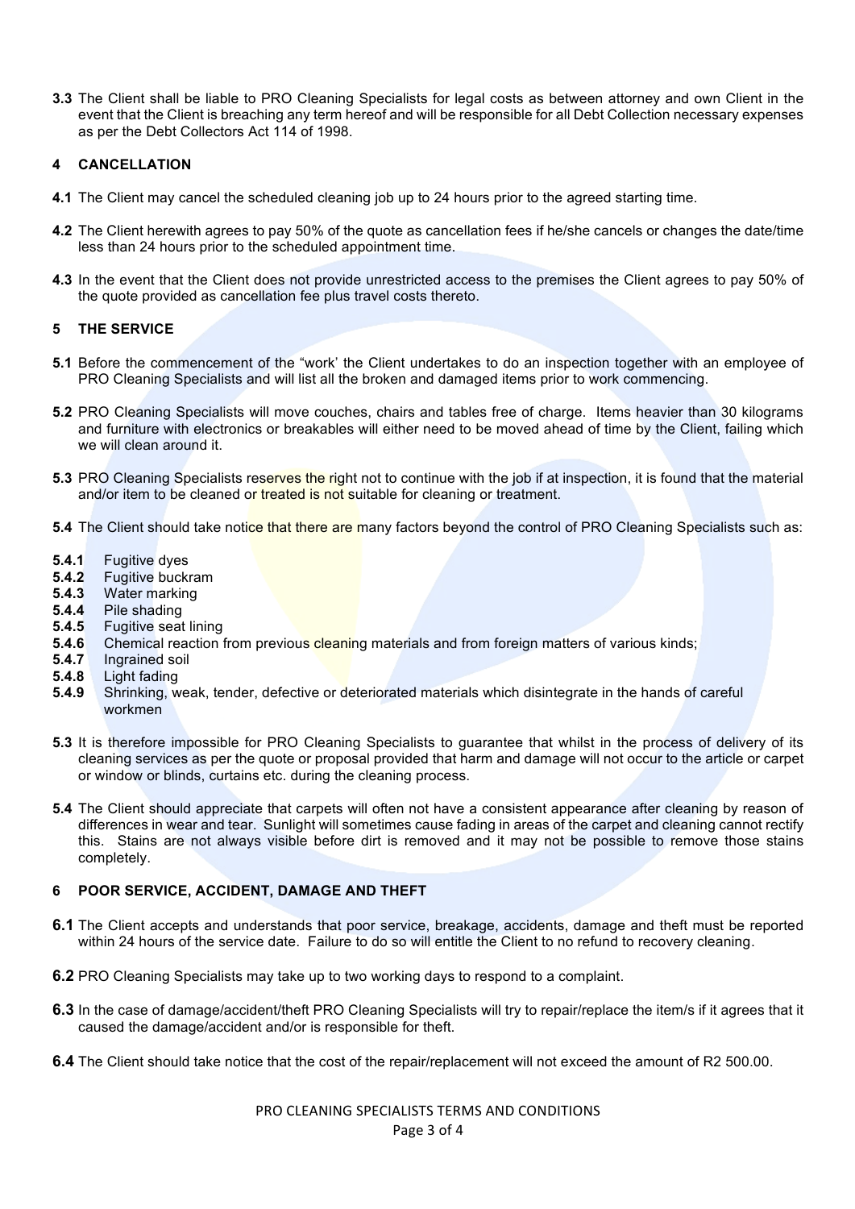**3.3** The Client shall be liable to PRO Cleaning Specialists for legal costs as between attorney and own Client in the event that the Client is breaching any term hereof and will be responsible for all Debt Collection necessary expenses as per the Debt Collectors Act 114 of 1998.

## 4 CANCELLATION

**4.1** The Client may cancel the scheduled cleaning job up to 24 hours prior to the agreed starting time.

**4.2** The Client herewith agrees to pay 50% of the quote as cancellation fees if he/she cancels or changes the date/time less than 24 hours prior to the scheduled appointment time.

**4.3** In the event that the Client does not provide unrestricted access to the premises the Client agrees to pay 50% of the quote provided as cancellation fee plus travel costs thereto.

## 5 THE SERVICE

**5.1** Before the commencement of the "work' the Client undertakes to do an inspection together with an employee of PRO Cleaning Specialists and will list all the broken and damaged items prior to work commencing.

**5.2** PRO Cleaning Specialists will move couches, chairs and tables free of charge. Items heavier than 30 kilograms and furniture with electronics or breakables will either need to be moved ahead of time by the Client, failing which we will clean around it.

**5.3** PRO Cleaning Specialists reserves the right not to continue with the job if at inspection, it is found that the material and/or item to be cleaned or treated is not suitable for cleaning or treatment.

**5.4** The Client should take notice that there are many factors beyond the control of PRO Cleaning Specialists such as:

**5.4.1** Fugitive dyes
**5.4.2** Fugitive buckram
**5.4.3** Water marking
**5.4.4** Pile shading
**5.4.5** Fugitive seat lining
**5.4.6** Chemical reaction from previous cleaning materials and from foreign matters of various kinds;
**5.4.7** Ingrained soil
**5.4.8** Light fading
**5.4.9** Shrinking, weak, tender, defective or deteriorated materials which disintegrate in the hands of careful workmen

**5.3** It is therefore impossible for PRO Cleaning Specialists to guarantee that whilst in the process of delivery of its cleaning services as per the quote or proposal provided that harm and damage will not occur to the article or carpet or window or blinds, curtains etc. during the cleaning process.

**5.4** The Client should appreciate that carpets will often not have a consistent appearance after cleaning by reason of differences in wear and tear. Sunlight will sometimes cause fading in areas of the carpet and cleaning cannot rectify this. Stains are not always visible before dirt is removed and it may not be possible to remove those stains completely.

## 6 POOR SERVICE, ACCIDENT, DAMAGE AND THEFT

**6.1** The Client accepts and understands that poor service, breakage, accidents, damage and theft must be reported within 24 hours of the service date. Failure to do so will entitle the Client to no refund to recovery cleaning.

**6.2** PRO Cleaning Specialists may take up to two working days to respond to a complaint.

**6.3** In the case of damage/accident/theft PRO Cleaning Specialists will try to repair/replace the item/s if it agrees that it caused the damage/accident and/or is responsible for theft.

**6.4** The Client should take notice that the cost of the repair/replacement will not exceed the amount of R2 500.00.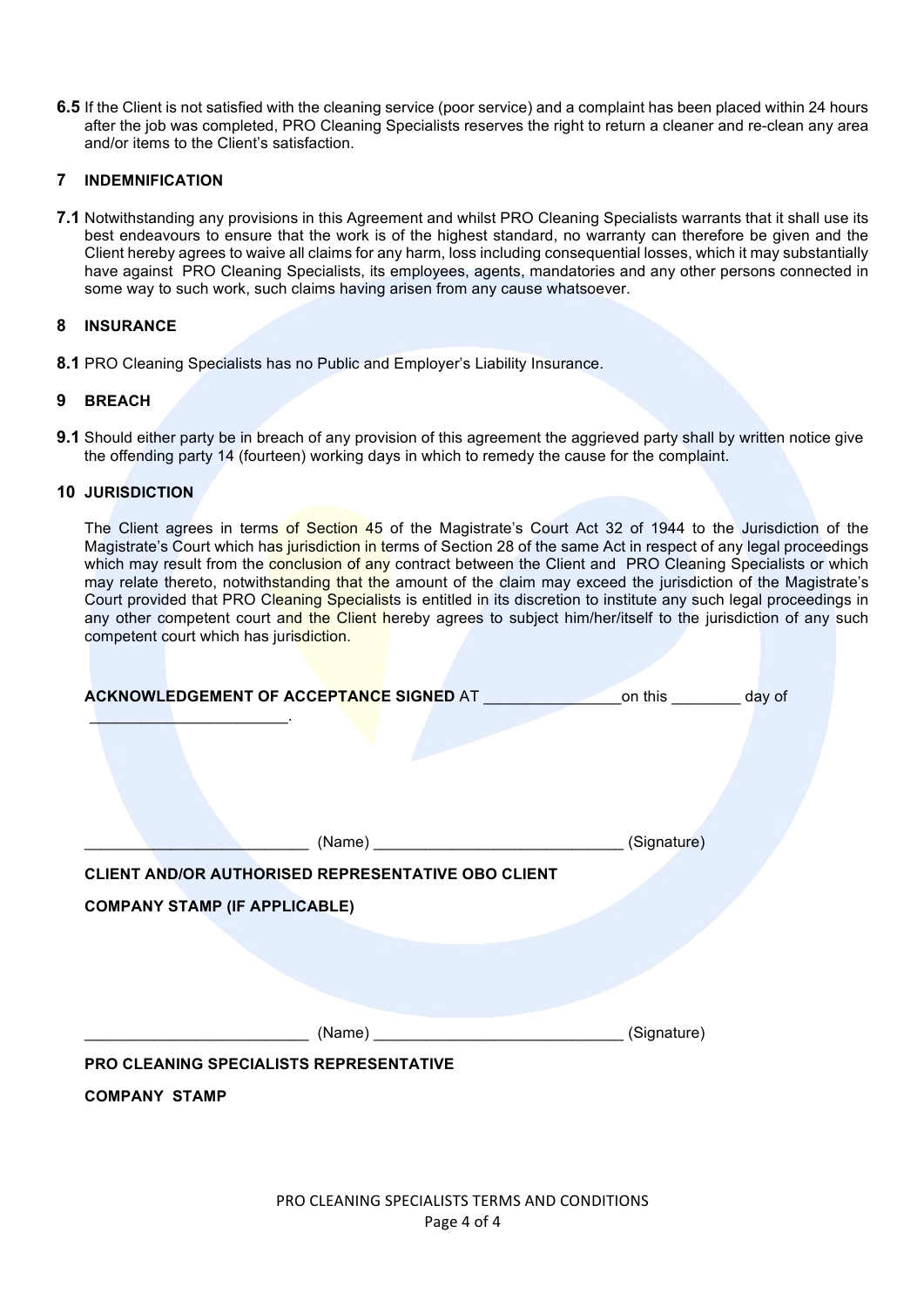**6.5** If the Client is not satisfied with the cleaning service (poor service) and a complaint has been placed within 24 hours after the job was completed, PRO Cleaning Specialists reserves the right to return a cleaner and re-clean any area and/or items to the Client's satisfaction.

## 7 INDEMNIFICATION

**7.1** Notwithstanding any provisions in this Agreement and whilst PRO Cleaning Specialists warrants that it shall use its best endeavours to ensure that the work is of the highest standard, no warranty can therefore be given and the Client hereby agrees to waive all claims for any harm, loss including consequential losses, which it may substantially have against PRO Cleaning Specialists, its employees, agents, mandatories and any other persons connected in some way to such work, such claims having arisen from any cause whatsoever.

## 8 INSURANCE

**8.1** PRO Cleaning Specialists has no Public and Employer's Liability Insurance.

## 9 BREACH

**9.1** Should either party be in breach of any provision of this agreement the aggrieved party shall by written notice give the offending party 14 (fourteen) working days in which to remedy the cause for the complaint.

## 10 JURISDICTION

The Client agrees in terms of Section 45 of the Magistrate's Court Act 32 of 1944 to the Jurisdiction of the Magistrate's Court which has jurisdiction in terms of Section 28 of the same Act in respect of any legal proceedings which may result from the conclusion of any contract between the Client and PRO Cleaning Specialists or which may relate thereto, notwithstanding that the amount of the claim may exceed the jurisdiction of the Magistrate's Court provided that PRO Cleaning Specialists is entitled in its discretion to institute any such legal proceedings in any other competent court and the Client hereby agrees to subject him/her/itself to the jurisdiction of any such competent court which has jurisdiction.

**ACKNOWLEDGEMENT OF ACCEPTANCE SIGNED** AT _______________on this ________ day of _______________________.

_________________________ (Name) ____________________________ (Signature)

**CLIENT AND/OR AUTHORISED REPRESENTATIVE OBO CLIENT**

**COMPANY STAMP (IF APPLICABLE)**

_________________________ (Name) ____________________________ (Signature)

**PRO CLEANING SPECIALISTS REPRESENTATIVE**

**COMPANY STAMP**